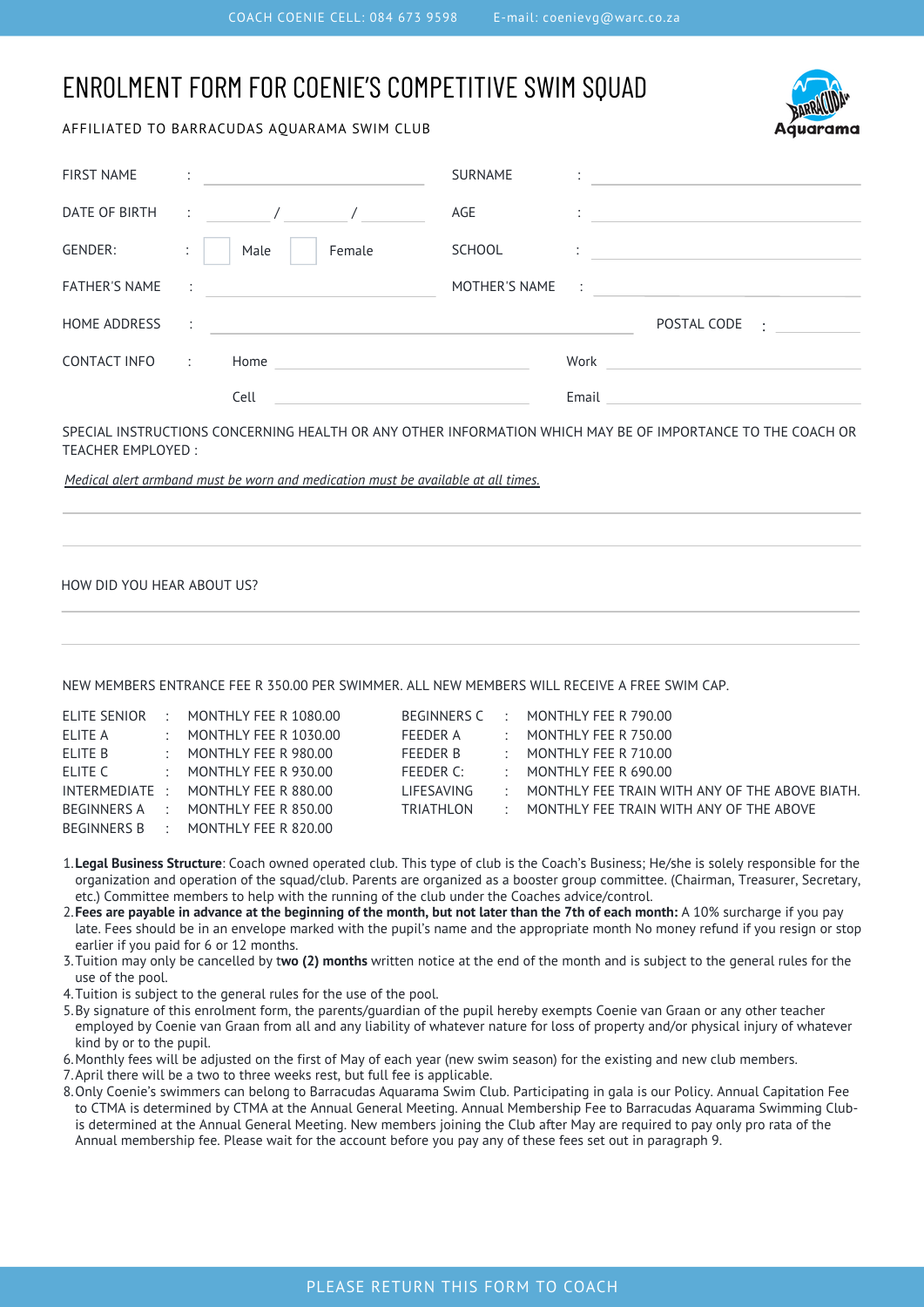COACH COENIE CELL: 084 673 9598 E-mail: coenievg@warc.co.za

# ENROLMENT FORM FOR COENIE'S COMPETITIVE SWIM SQUAD

AFFILIATED TO BARRACUDAS AQUARAMA SWIM CLUB

FIRST NAME : ____________________ SURNAME : ____________________

DATE OF BIRTH : ______ / ______ / ______ AGE : ____________________

GENDER: : ☐ Male ☐ Female SCHOOL : ____________________

FATHER'S NAME : ____________________ MOTHER'S NAME : ____________________

HOME ADDRESS : ______________________________ POSTAL CODE : __________

CONTACT INFO : Home ____________________ Work ____________________

Cell ____________________ Email ____________________

SPECIAL INSTRUCTIONS CONCERNING HEALTH OR ANY OTHER INFORMATION WHICH MAY BE OF IMPORTANCE TO THE COACH OR TEACHER EMPLOYED :

*Medical alert armband must be worn and medication must be available at all times.*

________________________________________

________________________________________

HOW DID YOU HEAR ABOUT US?

________________________________________

________________________________________

NEW MEMBERS ENTRANCE FEE R 350.00 PER SWIMMER. ALL NEW MEMBERS WILL RECEIVE A FREE SWIM CAP.

| | | | |
|---|---|---|---|
| ELITE SENIOR | MONTHLY FEE R 1080.00 | BEGINNERS C | MONTHLY FEE R 790.00 |
| ELITE A | MONTHLY FEE R 1030.00 | FEEDER A | MONTHLY FEE R 750.00 |
| ELITE B | MONTHLY FEE R 980.00 | FEEDER B | MONTHLY FEE R 710.00 |
| ELITE C | MONTHLY FEE R 930.00 | FEEDER C: | MONTHLY FEE R 690.00 |
| INTERMEDIATE | MONTHLY FEE R 880.00 | LIFESAVING | MONTHLY FEE TRAIN WITH ANY OF THE ABOVE BIATH. |
| BEGINNERS A | MONTHLY FEE R 850.00 | TRIATHLON | MONTHLY FEE TRAIN WITH ANY OF THE ABOVE |
| BEGINNERS B | MONTHLY FEE R 820.00 | | |

1. **Legal Business Structure**: Coach owned operated club. This type of club is the Coach's Business; He/she is solely responsible for the organization and operation of the squad/club. Parents are organized as a booster group committee. (Chairman, Treasurer, Secretary, etc.) Committee members to help with the running of the club under the Coaches advice/control.
2. **Fees are payable in advance at the beginning of the month, but not later than the 7th of each month:** A 10% surcharge if you pay late. Fees should be in an envelope marked with the pupil's name and the appropriate month No money refund if you resign or stop earlier if you paid for 6 or 12 months.
3. Tuition may only be cancelled by t**wo (2) months** written notice at the end of the month and is subject to the general rules for the use of the pool.
4. Tuition is subject to the general rules for the use of the pool.
5. By signature of this enrolment form, the parents/guardian of the pupil hereby exempts Coenie van Graan or any other teacher employed by Coenie van Graan from all and any liability of whatever nature for loss of property and/or physical injury of whatever kind by or to the pupil.
6. Monthly fees will be adjusted on the first of May of each year (new swim season) for the existing and new club members.
7. April there will be a two to three weeks rest, but full fee is applicable.
8. Only Coenie's swimmers can belong to Barracudas Aquarama Swim Club. Participating in gala is our Policy. Annual Capitation Fee to CTMA is determined by CTMA at the Annual General Meeting. Annual Membership Fee to Barracudas Aquarama Swimming Club-is determined at the Annual General Meeting. New members joining the Club after May are required to pay only pro rata of the Annual membership fee. Please wait for the account before you pay any of these fees set out in paragraph 9.

PLEASE RETURN THIS FORM TO COACH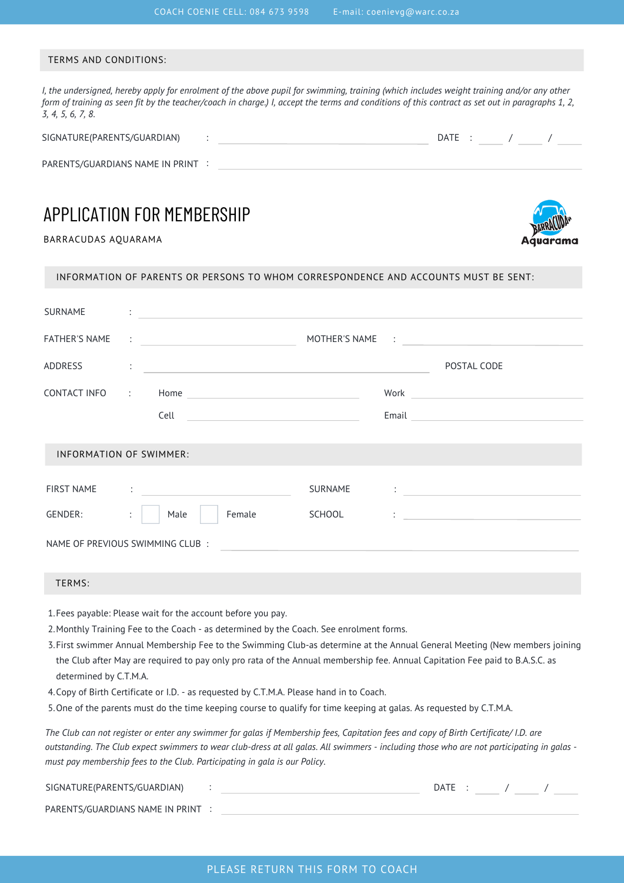COACH COENIE CELL: 084 673 9598 E-mail: coenievg@warc.co.za

## TERMS AND CONDITIONS:

*I, the undersigned, hereby apply for enrolment of the above pupil for swimming, training (which includes weight training and/or any other form of training as seen fit by the teacher/coach in charge.) I, accept the terms and conditions of this contract as set out in paragraphs 1, 2, 3, 4, 5, 6, 7, 8.*

SIGNATURE(PARENTS/GUARDIAN) : ______________________ DATE : ____ / ____ / ____

PARENTS/GUARDIANS NAME IN PRINT : ______________________

# APPLICATION FOR MEMBERSHIP

BARRACUDAS AQUARAMA

Barracudas Aquarama

## INFORMATION OF PARENTS OR PERSONS TO WHOM CORRESPONDENCE AND ACCOUNTS MUST BE SENT:

SURNAME : ______________________

FATHER'S NAME : ______________________ MOTHER'S NAME : ______________________

ADDRESS : ______________________ POSTAL CODE

CONTACT INFO : Home ______________________ Work ______________________

Cell ______________________ Email ______________________

## INFORMATION OF SWIMMER:

FIRST NAME : ______________________ SURNAME : ______________________

GENDER: : ☐ Male ☐ Female SCHOOL : ______________________

NAME OF PREVIOUS SWIMMING CLUB : ______________________

## TERMS:

1. Fees payable: Please wait for the account before you pay.
2. Monthly Training Fee to the Coach - as determined by the Coach. See enrolment forms.
3. First swimmer Annual Membership Fee to the Swimming Club-as determine at the Annual General Meeting (New members joining the Club after May are required to pay only pro rata of the Annual membership fee. Annual Capitation Fee paid to B.A.S.C. as determined by C.T.M.A.
4. Copy of Birth Certificate or I.D. - as requested by C.T.M.A. Please hand in to Coach.
5. One of the parents must do the time keeping course to qualify for time keeping at galas. As requested by C.T.M.A.

*The Club can not register or enter any swimmer for galas if Membership fees, Capitation fees and copy of Birth Certificate/ I.D. are outstanding. The Club expect swimmers to wear club-dress at all galas. All swimmers - including those who are not participating in galas - must pay membership fees to the Club. Participating in gala is our Policy.*

SIGNATURE(PARENTS/GUARDIAN) : ______________________ DATE : ____ / ____ / ____

PARENTS/GUARDIANS NAME IN PRINT : ______________________

PLEASE RETURN THIS FORM TO COACH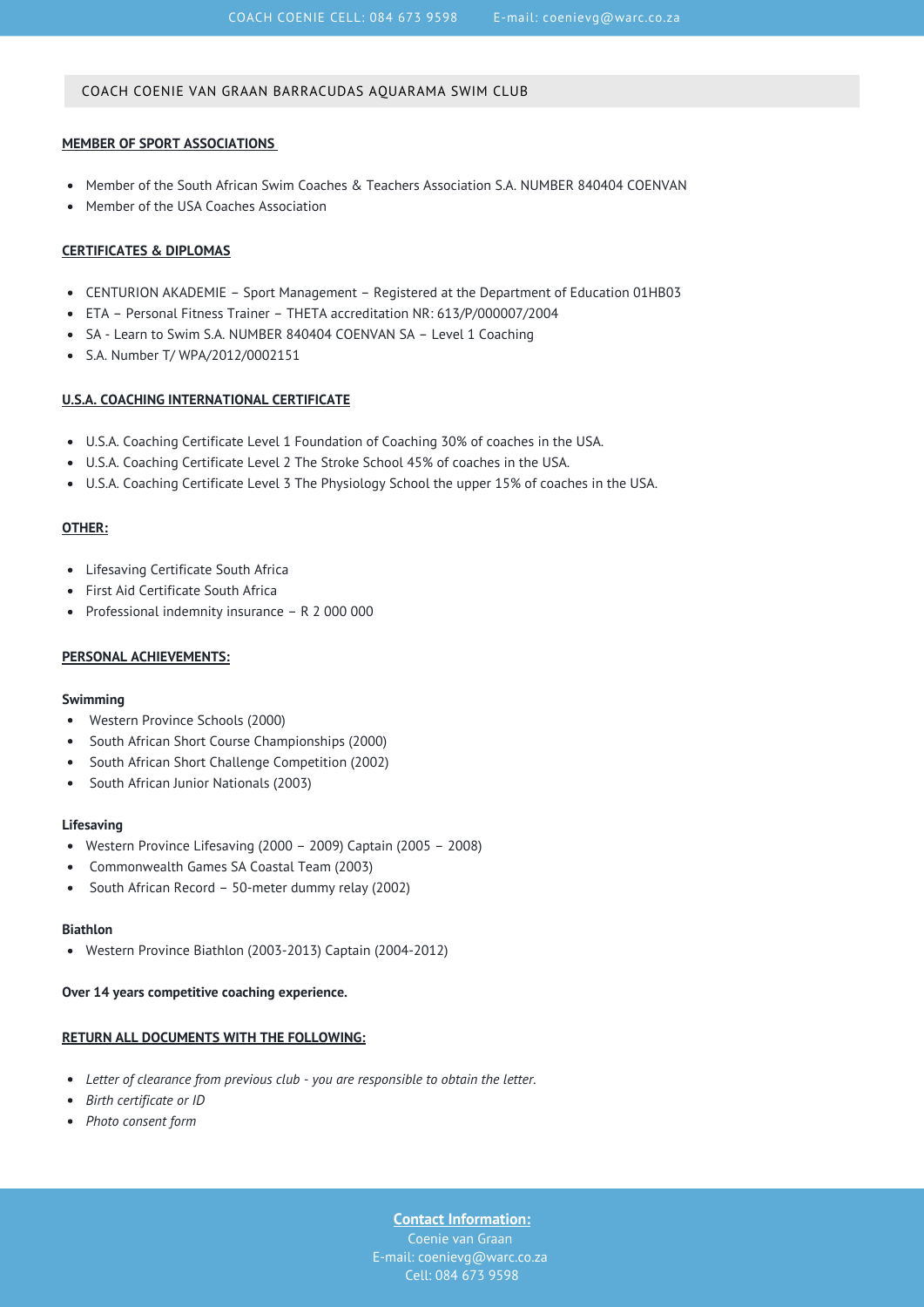## COACH COENIE VAN GRAAN BARRACUDAS AQUARAMA SWIM CLUB

### MEMBER OF SPORT ASSOCIATIONS

- Member of the South African Swim Coaches & Teachers Association S.A. NUMBER 840404 COENVAN
- Member of the USA Coaches Association

### CERTIFICATES & DIPLOMAS

- CENTURION AKADEMIE – Sport Management – Registered at the Department of Education 01HB03
- ETA – Personal Fitness Trainer – THETA accreditation NR: 613/P/000007/2004
- SA - Learn to Swim S.A. NUMBER 840404 COENVAN SA – Level 1 Coaching
- S.A. Number T/ WPA/2012/0002151

### U.S.A. COACHING INTERNATIONAL CERTIFICATE

- U.S.A. Coaching Certificate Level 1 Foundation of Coaching 30% of coaches in the USA.
- U.S.A. Coaching Certificate Level 2 The Stroke School 45% of coaches in the USA.
- U.S.A. Coaching Certificate Level 3 The Physiology School the upper 15% of coaches in the USA.

### OTHER:

- Lifesaving Certificate South Africa
- First Aid Certificate South Africa
- Professional indemnity insurance – R 2 000 000

### PERSONAL ACHIEVEMENTS:

**Swimming**

- Western Province Schools (2000)
- South African Short Course Championships (2000)
- South African Short Challenge Competition (2002)
- South African Junior Nationals (2003)

**Lifesaving**

- Western Province Lifesaving (2000 – 2009) Captain (2005 – 2008)
- Commonwealth Games SA Coastal Team (2003)
- South African Record – 50-meter dummy relay (2002)

**Biathlon**

- Western Province Biathlon (2003-2013) Captain (2004-2012)

**Over 14 years competitive coaching experience.**

### RETURN ALL DOCUMENTS WITH THE FOLLOWING:

- *Letter of clearance from previous club - you are responsible to obtain the letter.*
- *Birth certificate or ID*
- *Photo consent form*

**Contact Information:**

Coenie van Graan
E-mail: coenievg@warc.co.za
Cell: 084 673 9598